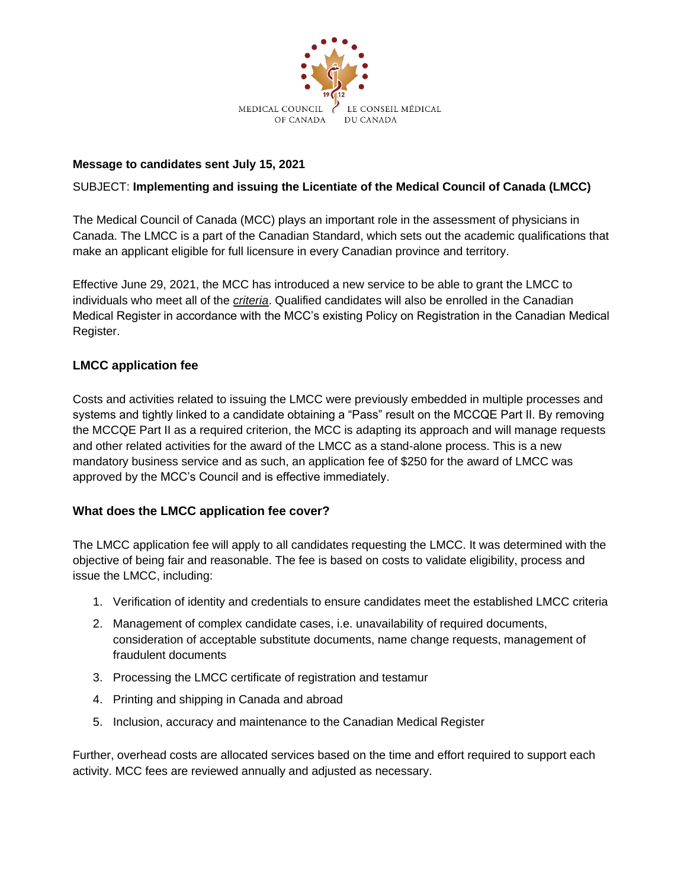MEDICAL COUNCIL OF CANADA LE CONSEIL MÉDICAL DU CANADA

**Message to candidates sent July 15, 2021**

SUBJECT: **Implementing and issuing the Licentiate of the Medical Council of Canada (LMCC)**

The Medical Council of Canada (MCC) plays an important role in the assessment of physicians in Canada. The LMCC is a part of the Canadian Standard, which sets out the academic qualifications that make an applicant eligible for full licensure in every Canadian province and territory.

Effective June 29, 2021, the MCC has introduced a new service to be able to grant the LMCC to individuals who meet all of the *criteria*. Qualified candidates will also be enrolled in the Canadian Medical Register in accordance with the MCC's existing Policy on Registration in the Canadian Medical Register.

## LMCC application fee

Costs and activities related to issuing the LMCC were previously embedded in multiple processes and systems and tightly linked to a candidate obtaining a "Pass" result on the MCCQE Part II. By removing the MCCQE Part II as a required criterion, the MCC is adapting its approach and will manage requests and other related activities for the award of the LMCC as a stand-alone process. This is a new mandatory business service and as such, an application fee of $250 for the award of LMCC was approved by the MCC's Council and is effective immediately.

## What does the LMCC application fee cover?

The LMCC application fee will apply to all candidates requesting the LMCC. It was determined with the objective of being fair and reasonable. The fee is based on costs to validate eligibility, process and issue the LMCC, including:

1. Verification of identity and credentials to ensure candidates meet the established LMCC criteria
2. Management of complex candidate cases, i.e. unavailability of required documents, consideration of acceptable substitute documents, name change requests, management of fraudulent documents
3. Processing the LMCC certificate of registration and testamur
4. Printing and shipping in Canada and abroad
5. Inclusion, accuracy and maintenance to the Canadian Medical Register

Further, overhead costs are allocated services based on the time and effort required to support each activity. MCC fees are reviewed annually and adjusted as necessary.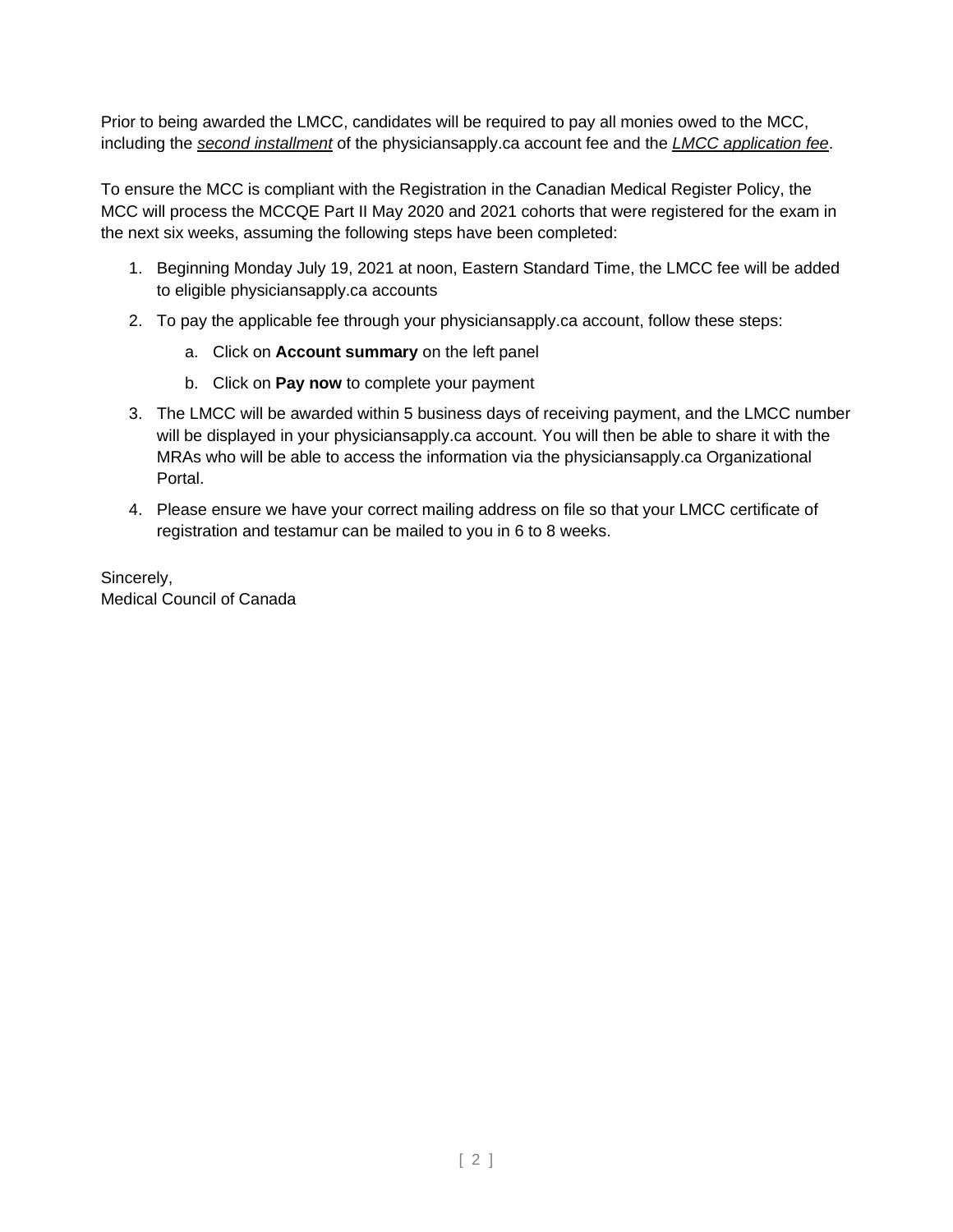Prior to being awarded the LMCC, candidates will be required to pay all monies owed to the MCC, including the *second installment* of the physiciansapply.ca account fee and the *LMCC application fee*.

To ensure the MCC is compliant with the Registration in the Canadian Medical Register Policy, the MCC will process the MCCQE Part II May 2020 and 2021 cohorts that were registered for the exam in the next six weeks, assuming the following steps have been completed:

1. Beginning Monday July 19, 2021 at noon, Eastern Standard Time, the LMCC fee will be added to eligible physiciansapply.ca accounts
2. To pay the applicable fee through your physiciansapply.ca account, follow these steps:
   a. Click on **Account summary** on the left panel
   b. Click on **Pay now** to complete your payment
3. The LMCC will be awarded within 5 business days of receiving payment, and the LMCC number will be displayed in your physiciansapply.ca account. You will then be able to share it with the MRAs who will be able to access the information via the physiciansapply.ca Organizational Portal.
4. Please ensure we have your correct mailing address on file so that your LMCC certificate of registration and testamur can be mailed to you in 6 to 8 weeks.

Sincerely,
Medical Council of Canada